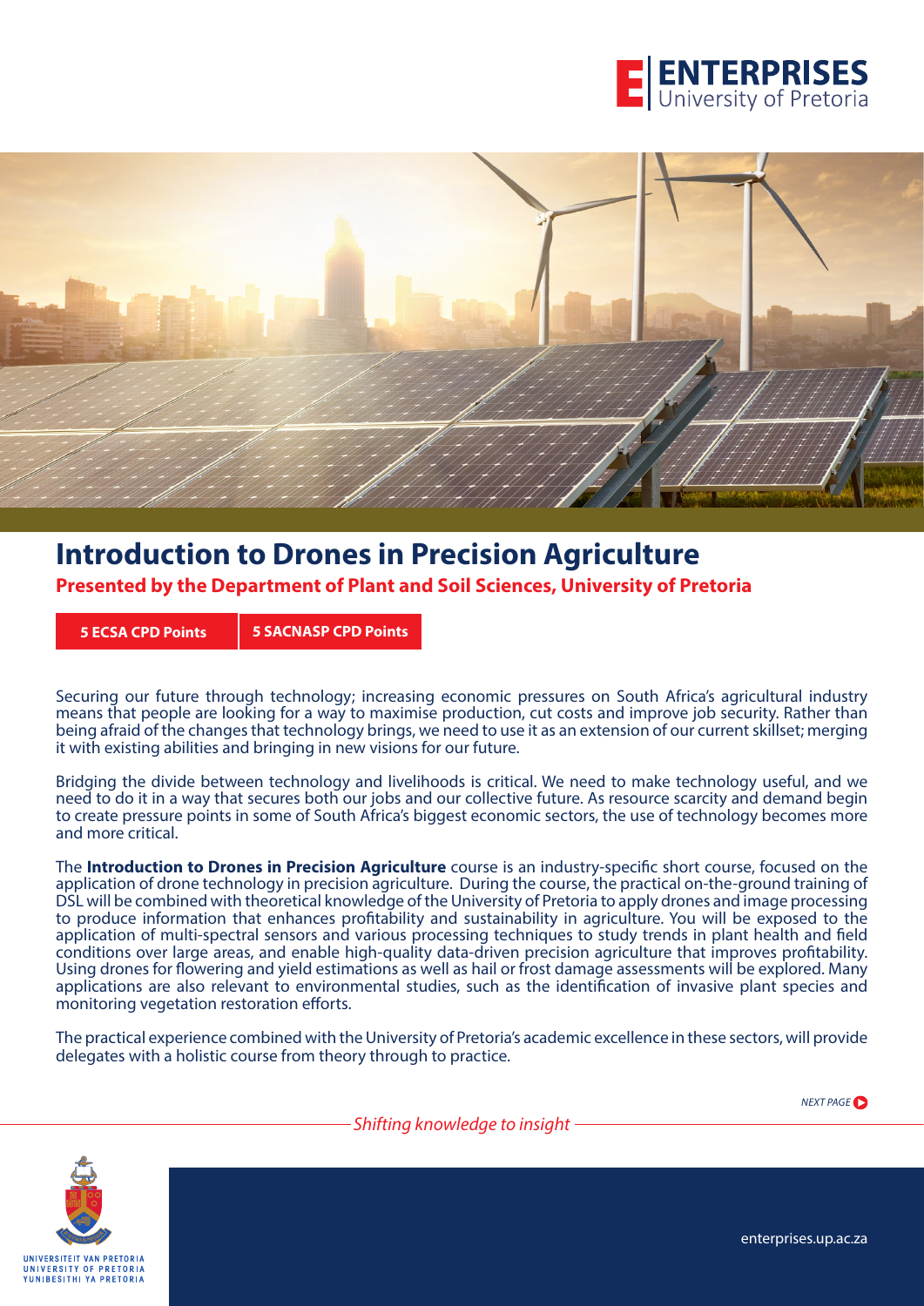ENTERPRISES
University of Pretoria

# Introduction to Drones in Precision Agriculture

**Presented by the Department of Plant and Soil Sciences, University of Pretoria**

**5 ECSA CPD Points** **5 SACNASP CPD Points**

Securing our future through technology; increasing economic pressures on South Africa's agricultural industry means that people are looking for a way to maximise production, cut costs and improve job security. Rather than being afraid of the changes that technology brings, we need to use it as an extension of our current skillset; merging it with existing abilities and bringing in new visions for our future.

Bridging the divide between technology and livelihoods is critical. We need to make technology useful, and we need to do it in a way that secures both our jobs and our collective future. As resource scarcity and demand begin to create pressure points in some of South Africa's biggest economic sectors, the use of technology becomes more and more critical.

The **Introduction to Drones in Precision Agriculture** course is an industry-specific short course, focused on the application of drone technology in precision agriculture. During the course, the practical on-the-ground training of DSL will be combined with theoretical knowledge of the University of Pretoria to apply drones and image processing to produce information that enhances profitability and sustainability in agriculture. You will be exposed to the application of multi-spectral sensors and various processing techniques to study trends in plant health and field conditions over large areas, and enable high-quality data-driven precision agriculture that improves profitability. Using drones for flowering and yield estimations as well as hail or frost damage assessments will be explored. Many applications are also relevant to environmental studies, such as the identification of invasive plant species and monitoring vegetation restoration efforts.

The practical experience combined with the University of Pretoria's academic excellence in these sectors, will provide delegates with a holistic course from theory through to practice.

*NEXT PAGE*

*Shifting knowledge to insight*

UNIVERSITEIT VAN PRETORIA
UNIVERSITY OF PRETORIA
YUNIBESITHI YA PRETORIA

enterprises.up.ac.za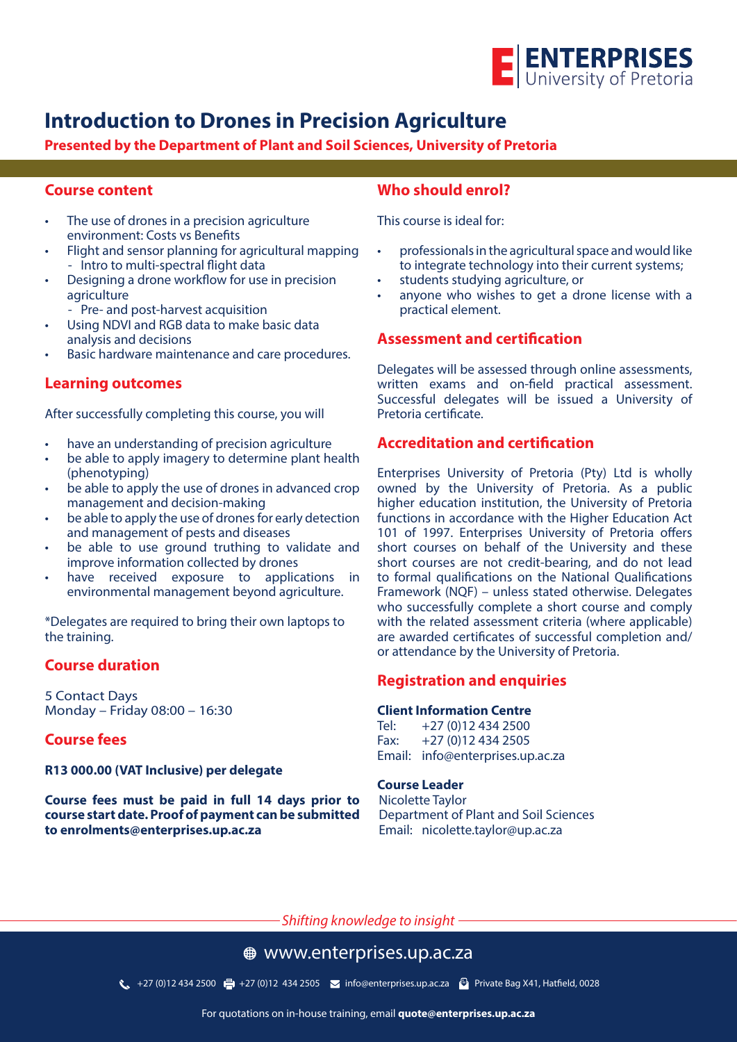# Introduction to Drones in Precision Agriculture

**Presented by the Department of Plant and Soil Sciences, University of Pretoria**

## Course content

- The use of drones in a precision agriculture environment: Costs vs Benefits
- Flight and sensor planning for agricultural mapping
  - Intro to multi-spectral flight data
- Designing a drone workflow for use in precision agriculture
  - Pre- and post-harvest acquisition
- Using NDVI and RGB data to make basic data analysis and decisions
- Basic hardware maintenance and care procedures.

## Learning outcomes

After successfully completing this course, you will

- have an understanding of precision agriculture
- be able to apply imagery to determine plant health (phenotyping)
- be able to apply the use of drones in advanced crop management and decision-making
- be able to apply the use of drones for early detection and management of pests and diseases
- be able to use ground truthing to validate and improve information collected by drones
- have received exposure to applications in environmental management beyond agriculture.

*Delegates are required to bring their own laptops to the training.

## Course duration

5 Contact Days
Monday – Friday 08:00 – 16:30

## Course fees

**R13 000.00 (VAT Inclusive) per delegate**

**Course fees must be paid in full 14 days prior to course start date. Proof of payment can be submitted to enrolments@enterprises.up.ac.za**

## Who should enrol?

This course is ideal for:

- professionals in the agricultural space and would like to integrate technology into their current systems;
- students studying agriculture, or
- anyone who wishes to get a drone license with a practical element.

## Assessment and certification

Delegates will be assessed through online assessments, written exams and on-field practical assessment. Successful delegates will be issued a University of Pretoria certificate.

## Accreditation and certification

Enterprises University of Pretoria (Pty) Ltd is wholly owned by the University of Pretoria. As a public higher education institution, the University of Pretoria functions in accordance with the Higher Education Act 101 of 1997. Enterprises University of Pretoria offers short courses on behalf of the University and these short courses are not credit-bearing, and do not lead to formal qualifications on the National Qualifications Framework (NQF) – unless stated otherwise. Delegates who successfully complete a short course and comply with the related assessment criteria (where applicable) are awarded certificates of successful completion and/or attendance by the University of Pretoria.

## Registration and enquiries

**Client Information Centre**
Tel: +27 (0)12 434 2500
Fax: +27 (0)12 434 2505
Email: info@enterprises.up.ac.za

**Course Leader**
Nicolette Taylor
Department of Plant and Soil Sciences
Email: nicolette.taylor@up.ac.za

*Shifting knowledge to insight*

www.enterprises.up.ac.za

+27 (0)12 434 2500 +27 (0)12 434 2505 info@enterprises.up.ac.za Private Bag X41, Hatfield, 0028

For quotations on in-house training, email **quote@enterprises.up.ac.za**